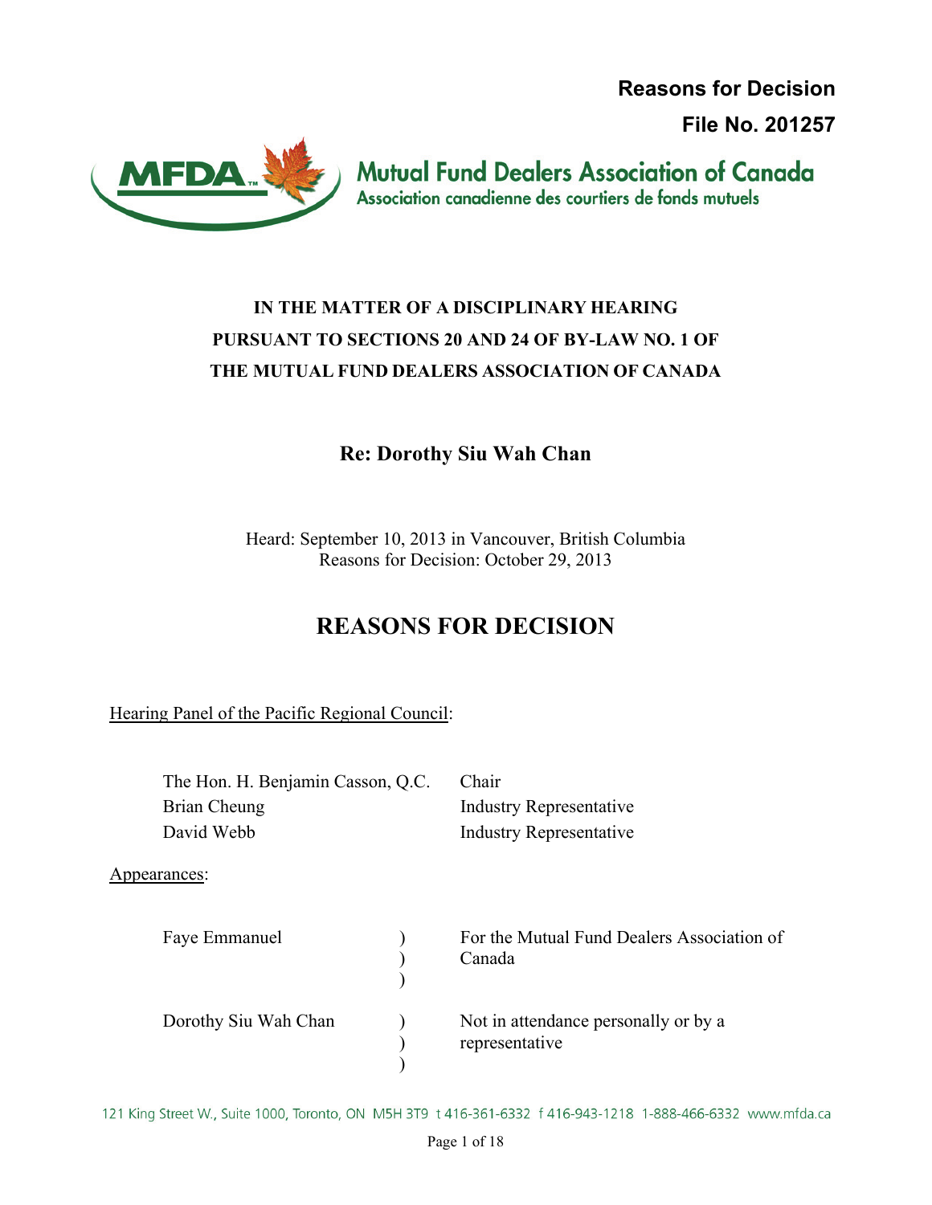**Reasons for Decision**

**File No. 201257**

**Mutual Fund Dealers Association of Canada**
Association canadienne des courtiers de fonds mutuels

**IN THE MATTER OF A DISCIPLINARY HEARING PURSUANT TO SECTIONS 20 AND 24 OF BY-LAW NO. 1 OF THE MUTUAL FUND DEALERS ASSOCIATION OF CANADA**

## Re: Dorothy Siu Wah Chan

Heard: September 10, 2013 in Vancouver, British Columbia
Reasons for Decision: October 29, 2013

# REASONS FOR DECISION

Hearing Panel of the Pacific Regional Council:

| | |
|---|---|
| The Hon. H. Benjamin Casson, Q.C. | Chair |
| Brian Cheung | Industry Representative |
| David Webb | Industry Representative |

Appearances:

| | |
|---|---|
| Faye Emmanuel | For the Mutual Fund Dealers Association of Canada |
| Dorothy Siu Wah Chan | Not in attendance personally or by a representative |

121 King Street W., Suite 1000, Toronto, ON M5H 3T9 t 416-361-6332 f 416-943-1218 1-888-466-6332 www.mfda.ca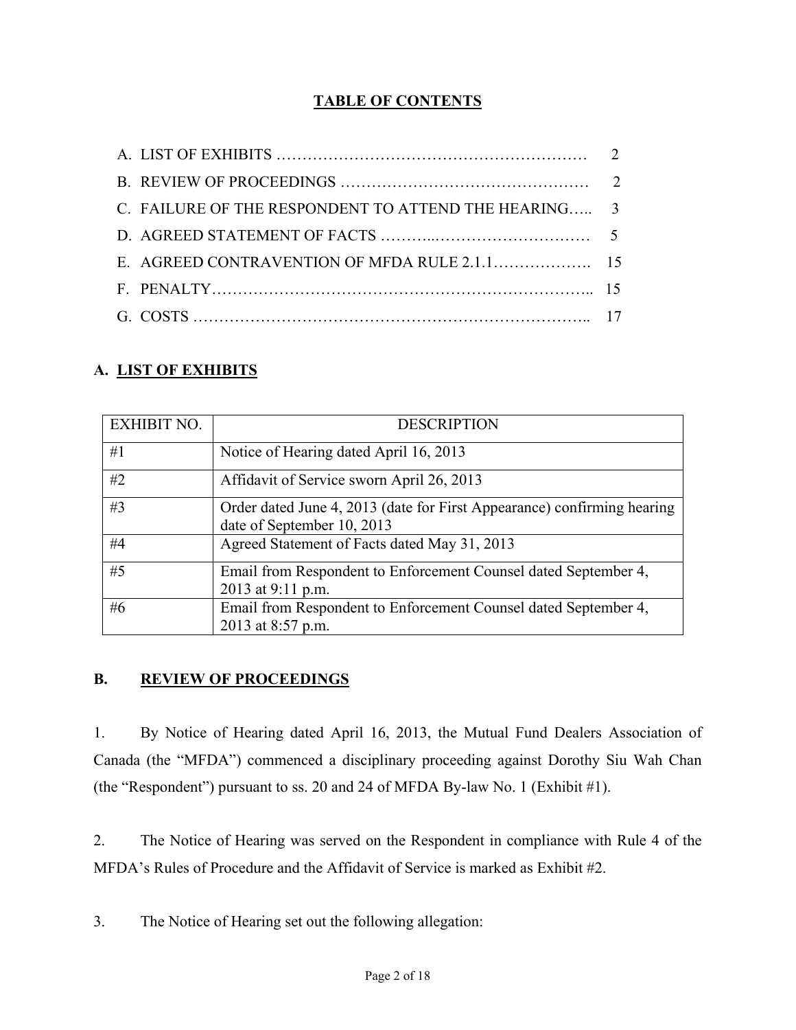**TABLE OF CONTENTS**

A. LIST OF EXHIBITS …………………………………………………. 2

B. REVIEW OF PROCEEDINGS ………………………………………… 2

C. FAILURE OF THE RESPONDENT TO ATTEND THE HEARING….. 3

D. AGREED STATEMENT OF FACTS ………..………………………… 5

E. AGREED CONTRAVENTION OF MFDA RULE 2.1.1………………. 15

F. PENALTY……………………………………………………………….. 15

G. COSTS ………………………………………………………………….. 17

## A. LIST OF EXHIBITS

| EXHIBIT NO. | DESCRIPTION |
|---|---|
| #1 | Notice of Hearing dated April 16, 2013 |
| #2 | Affidavit of Service sworn April 26, 2013 |
| #3 | Order dated June 4, 2013 (date for First Appearance) confirming hearing date of September 10, 2013 |
| #4 | Agreed Statement of Facts dated May 31, 2013 |
| #5 | Email from Respondent to Enforcement Counsel dated September 4, 2013 at 9:11 p.m. |
| #6 | Email from Respondent to Enforcement Counsel dated September 4, 2013 at 8:57 p.m. |

## B. REVIEW OF PROCEEDINGS

1. By Notice of Hearing dated April 16, 2013, the Mutual Fund Dealers Association of Canada (the "MFDA") commenced a disciplinary proceeding against Dorothy Siu Wah Chan (the "Respondent") pursuant to ss. 20 and 24 of MFDA By-law No. 1 (Exhibit #1).

2. The Notice of Hearing was served on the Respondent in compliance with Rule 4 of the MFDA's Rules of Procedure and the Affidavit of Service is marked as Exhibit #2.

3. The Notice of Hearing set out the following allegation: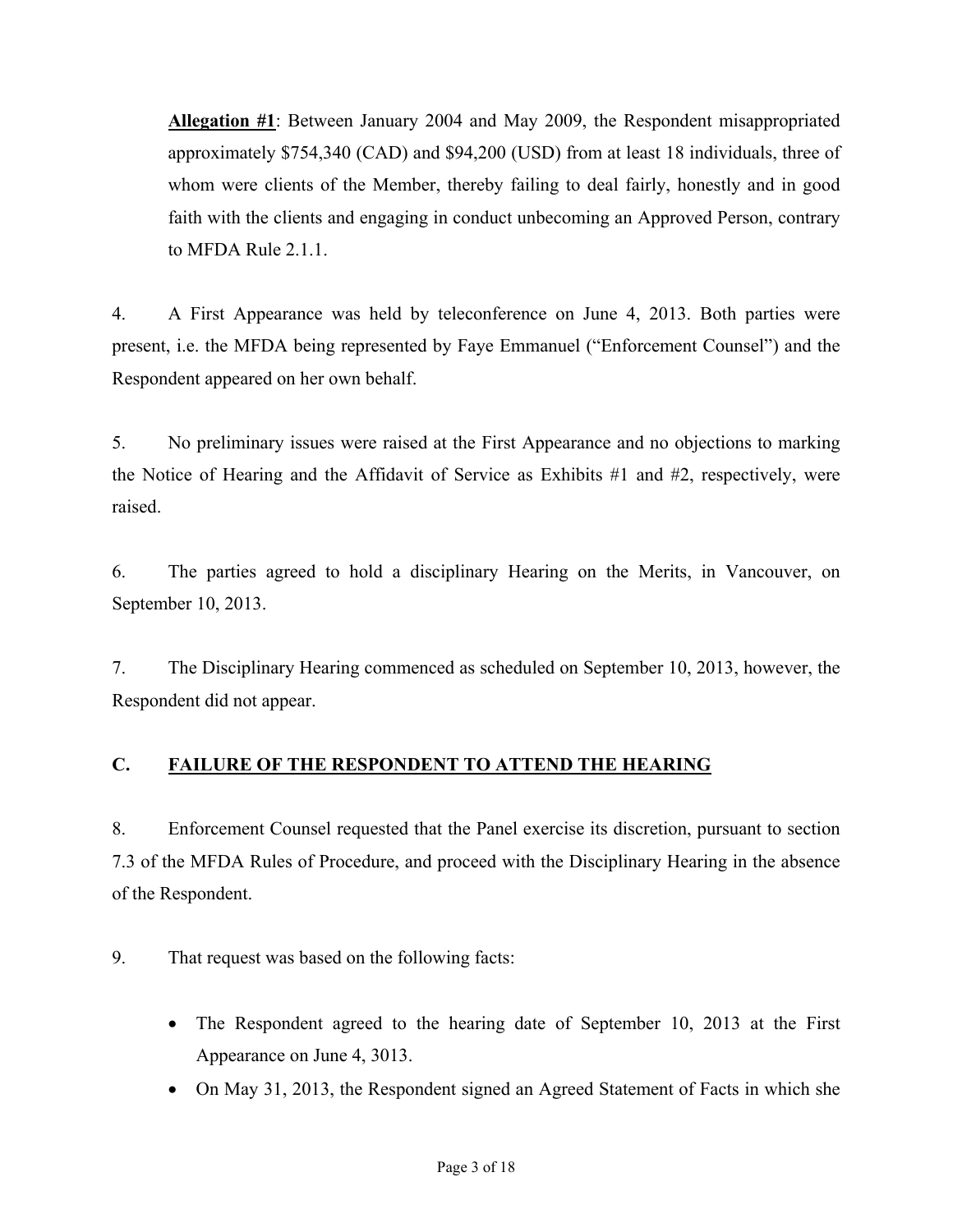**Allegation #1**: Between January 2004 and May 2009, the Respondent misappropriated approximately $754,340 (CAD) and $94,200 (USD) from at least 18 individuals, three of whom were clients of the Member, thereby failing to deal fairly, honestly and in good faith with the clients and engaging in conduct unbecoming an Approved Person, contrary to MFDA Rule 2.1.1.

4. A First Appearance was held by teleconference on June 4, 2013. Both parties were present, i.e. the MFDA being represented by Faye Emmanuel ("Enforcement Counsel") and the Respondent appeared on her own behalf.

5. No preliminary issues were raised at the First Appearance and no objections to marking the Notice of Hearing and the Affidavit of Service as Exhibits #1 and #2, respectively, were raised.

6. The parties agreed to hold a disciplinary Hearing on the Merits, in Vancouver, on September 10, 2013.

7. The Disciplinary Hearing commenced as scheduled on September 10, 2013, however, the Respondent did not appear.

## C. <u>FAILURE OF THE RESPONDENT TO ATTEND THE HEARING</u>

8. Enforcement Counsel requested that the Panel exercise its discretion, pursuant to section 7.3 of the MFDA Rules of Procedure, and proceed with the Disciplinary Hearing in the absence of the Respondent.

9. That request was based on the following facts:

- The Respondent agreed to the hearing date of September 10, 2013 at the First Appearance on June 4, 3013.
- On May 31, 2013, the Respondent signed an Agreed Statement of Facts in which she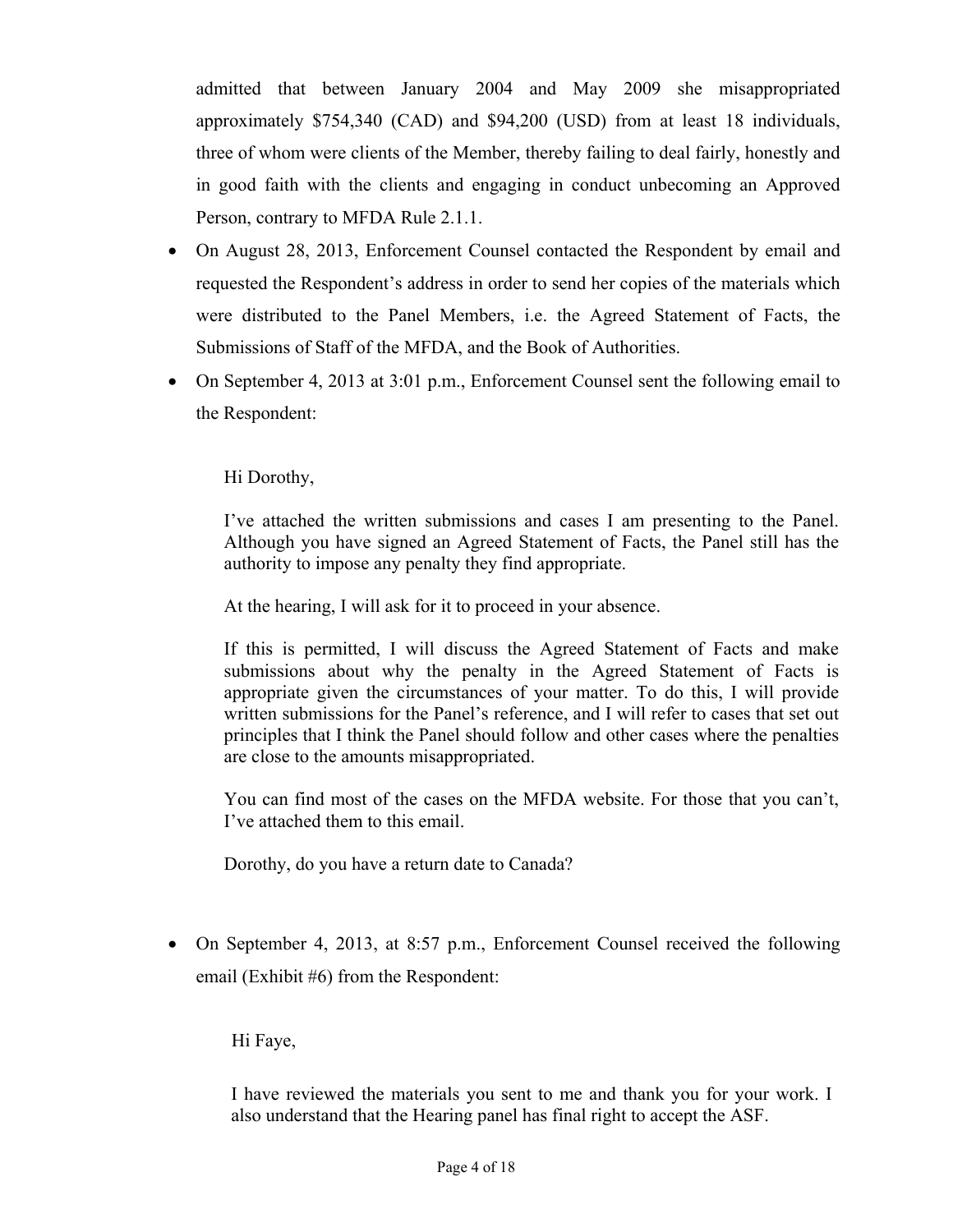admitted that between January 2004 and May 2009 she misappropriated approximately $754,340 (CAD) and $94,200 (USD) from at least 18 individuals, three of whom were clients of the Member, thereby failing to deal fairly, honestly and in good faith with the clients and engaging in conduct unbecoming an Approved Person, contrary to MFDA Rule 2.1.1.

- On August 28, 2013, Enforcement Counsel contacted the Respondent by email and requested the Respondent's address in order to send her copies of the materials which were distributed to the Panel Members, i.e. the Agreed Statement of Facts, the Submissions of Staff of the MFDA, and the Book of Authorities.
- On September 4, 2013 at 3:01 p.m., Enforcement Counsel sent the following email to the Respondent:

> Hi Dorothy,
>
> I've attached the written submissions and cases I am presenting to the Panel. Although you have signed an Agreed Statement of Facts, the Panel still has the authority to impose any penalty they find appropriate.
>
> At the hearing, I will ask for it to proceed in your absence.
>
> If this is permitted, I will discuss the Agreed Statement of Facts and make submissions about why the penalty in the Agreed Statement of Facts is appropriate given the circumstances of your matter. To do this, I will provide written submissions for the Panel's reference, and I will refer to cases that set out principles that I think the Panel should follow and other cases where the penalties are close to the amounts misappropriated.
>
> You can find most of the cases on the MFDA website. For those that you can't, I've attached them to this email.
>
> Dorothy, do you have a return date to Canada?

- On September 4, 2013, at 8:57 p.m., Enforcement Counsel received the following email (Exhibit #6) from the Respondent:

> Hi Faye,
>
> I have reviewed the materials you sent to me and thank you for your work. I also understand that the Hearing panel has final right to accept the ASF.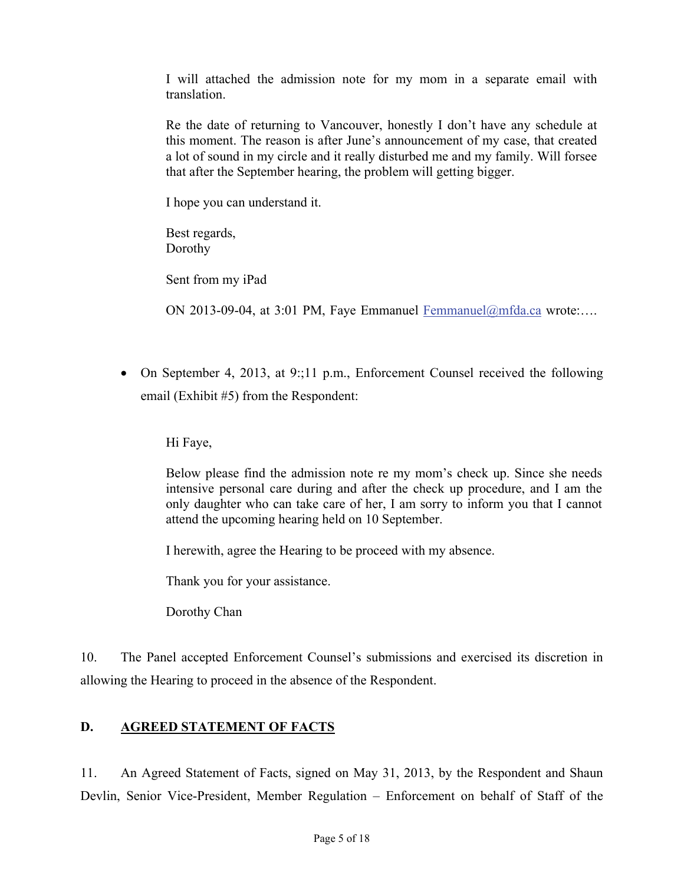> I will attached the admission note for my mom in a separate email with translation.
>
> Re the date of returning to Vancouver, honestly I don't have any schedule at this moment. The reason is after June's announcement of my case, that created a lot of sound in my circle and it really disturbed me and my family. Will forsee that after the September hearing, the problem will getting bigger.
>
> I hope you can understand it.
>
> Best regards,
> Dorothy
>
> Sent from my iPad
>
> ON 2013-09-04, at 3:01 PM, Faye Emmanuel Femmanuel@mfda.ca wrote:….

- On September 4, 2013, at 9:;11 p.m., Enforcement Counsel received the following email (Exhibit #5) from the Respondent:

> Hi Faye,
>
> Below please find the admission note re my mom's check up. Since she needs intensive personal care during and after the check up procedure, and I am the only daughter who can take care of her, I am sorry to inform you that I cannot attend the upcoming hearing held on 10 September.
>
> I herewith, agree the Hearing to be proceed with my absence.
>
> Thank you for your assistance.
>
> Dorothy Chan

10. The Panel accepted Enforcement Counsel's submissions and exercised its discretion in allowing the Hearing to proceed in the absence of the Respondent.

## D. AGREED STATEMENT OF FACTS

11. An Agreed Statement of Facts, signed on May 31, 2013, by the Respondent and Shaun Devlin, Senior Vice-President, Member Regulation – Enforcement on behalf of Staff of the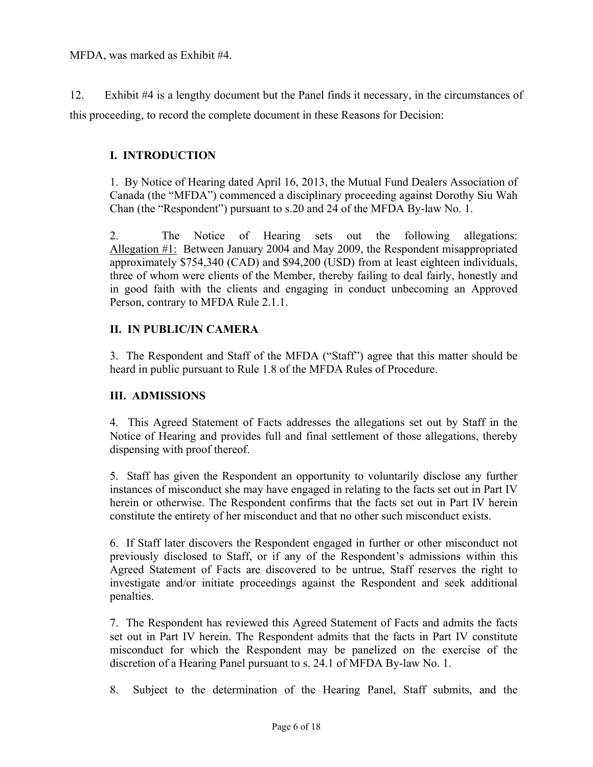MFDA, was marked as Exhibit #4.

12. Exhibit #4 is a lengthy document but the Panel finds it necessary, in the circumstances of this proceeding, to record the complete document in these Reasons for Decision:

> **I. INTRODUCTION**
>
> 1. By Notice of Hearing dated April 16, 2013, the Mutual Fund Dealers Association of Canada (the "MFDA") commenced a disciplinary proceeding against Dorothy Siu Wah Chan (the "Respondent") pursuant to s.20 and 24 of the MFDA By-law No. 1.
>
> 2. The Notice of Hearing sets out the following allegations: Allegation #1: Between January 2004 and May 2009, the Respondent misappropriated approximately $754,340 (CAD) and $94,200 (USD) from at least eighteen individuals, three of whom were clients of the Member, thereby failing to deal fairly, honestly and in good faith with the clients and engaging in conduct unbecoming an Approved Person, contrary to MFDA Rule 2.1.1.
>
> **II. IN PUBLIC/IN CAMERA**
>
> 3. The Respondent and Staff of the MFDA ("Staff") agree that this matter should be heard in public pursuant to Rule 1.8 of the MFDA Rules of Procedure.
>
> **III. ADMISSIONS**
>
> 4. This Agreed Statement of Facts addresses the allegations set out by Staff in the Notice of Hearing and provides full and final settlement of those allegations, thereby dispensing with proof thereof.
>
> 5. Staff has given the Respondent an opportunity to voluntarily disclose any further instances of misconduct she may have engaged in relating to the facts set out in Part IV herein or otherwise. The Respondent confirms that the facts set out in Part IV herein constitute the entirety of her misconduct and that no other such misconduct exists.
>
> 6. If Staff later discovers the Respondent engaged in further or other misconduct not previously disclosed to Staff, or if any of the Respondent's admissions within this Agreed Statement of Facts are discovered to be untrue, Staff reserves the right to investigate and/or initiate proceedings against the Respondent and seek additional penalties.
>
> 7. The Respondent has reviewed this Agreed Statement of Facts and admits the facts set out in Part IV herein. The Respondent admits that the facts in Part IV constitute misconduct for which the Respondent may be panelized on the exercise of the discretion of a Hearing Panel pursuant to s. 24.1 of MFDA By-law No. 1.
>
> 8. Subject to the determination of the Hearing Panel, Staff submits, and the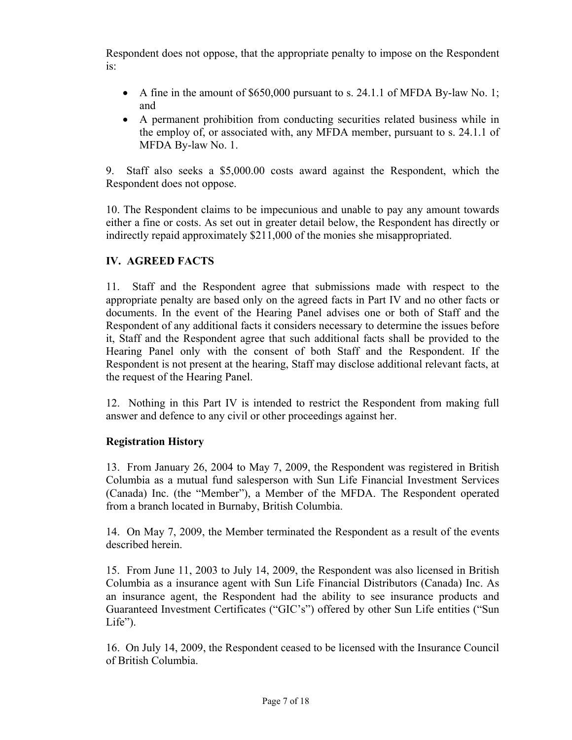Respondent does not oppose, that the appropriate penalty to impose on the Respondent is:

- A fine in the amount of $650,000 pursuant to s. 24.1.1 of MFDA By-law No. 1; and
- A permanent prohibition from conducting securities related business while in the employ of, or associated with, any MFDA member, pursuant to s. 24.1.1 of MFDA By-law No. 1.

9. Staff also seeks a $5,000.00 costs award against the Respondent, which the Respondent does not oppose.

10. The Respondent claims to be impecunious and unable to pay any amount towards either a fine or costs. As set out in greater detail below, the Respondent has directly or indirectly repaid approximately $211,000 of the monies she misappropriated.

## IV. AGREED FACTS

11. Staff and the Respondent agree that submissions made with respect to the appropriate penalty are based only on the agreed facts in Part IV and no other facts or documents. In the event of the Hearing Panel advises one or both of Staff and the Respondent of any additional facts it considers necessary to determine the issues before it, Staff and the Respondent agree that such additional facts shall be provided to the Hearing Panel only with the consent of both Staff and the Respondent. If the Respondent is not present at the hearing, Staff may disclose additional relevant facts, at the request of the Hearing Panel.

12. Nothing in this Part IV is intended to restrict the Respondent from making full answer and defence to any civil or other proceedings against her.

### Registration History

13. From January 26, 2004 to May 7, 2009, the Respondent was registered in British Columbia as a mutual fund salesperson with Sun Life Financial Investment Services (Canada) Inc. (the "Member"), a Member of the MFDA. The Respondent operated from a branch located in Burnaby, British Columbia.

14. On May 7, 2009, the Member terminated the Respondent as a result of the events described herein.

15. From June 11, 2003 to July 14, 2009, the Respondent was also licensed in British Columbia as a insurance agent with Sun Life Financial Distributors (Canada) Inc. As an insurance agent, the Respondent had the ability to see insurance products and Guaranteed Investment Certificates ("GIC's") offered by other Sun Life entities ("Sun Life").

16. On July 14, 2009, the Respondent ceased to be licensed with the Insurance Council of British Columbia.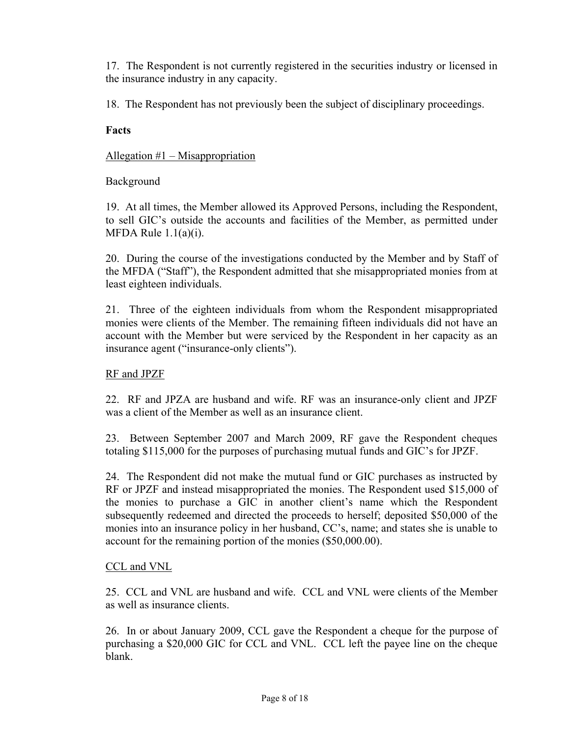17. The Respondent is not currently registered in the securities industry or licensed in the insurance industry in any capacity.

18. The Respondent has not previously been the subject of disciplinary proceedings.

**Facts**

Allegation #1 – Misappropriation

Background

19. At all times, the Member allowed its Approved Persons, including the Respondent, to sell GIC's outside the accounts and facilities of the Member, as permitted under MFDA Rule 1.1(a)(i).

20. During the course of the investigations conducted by the Member and by Staff of the MFDA ("Staff"), the Respondent admitted that she misappropriated monies from at least eighteen individuals.

21. Three of the eighteen individuals from whom the Respondent misappropriated monies were clients of the Member. The remaining fifteen individuals did not have an account with the Member but were serviced by the Respondent in her capacity as an insurance agent ("insurance-only clients").

RF and JPZF

22. RF and JPZA are husband and wife. RF was an insurance-only client and JPZF was a client of the Member as well as an insurance client.

23. Between September 2007 and March 2009, RF gave the Respondent cheques totaling $115,000 for the purposes of purchasing mutual funds and GIC's for JPZF.

24. The Respondent did not make the mutual fund or GIC purchases as instructed by RF or JPZF and instead misappropriated the monies. The Respondent used $15,000 of the monies to purchase a GIC in another client's name which the Respondent subsequently redeemed and directed the proceeds to herself; deposited $50,000 of the monies into an insurance policy in her husband, CC's, name; and states she is unable to account for the remaining portion of the monies ($50,000.00).

CCL and VNL

25. CCL and VNL are husband and wife. CCL and VNL were clients of the Member as well as insurance clients.

26. In or about January 2009, CCL gave the Respondent a cheque for the purpose of purchasing a $20,000 GIC for CCL and VNL. CCL left the payee line on the cheque blank.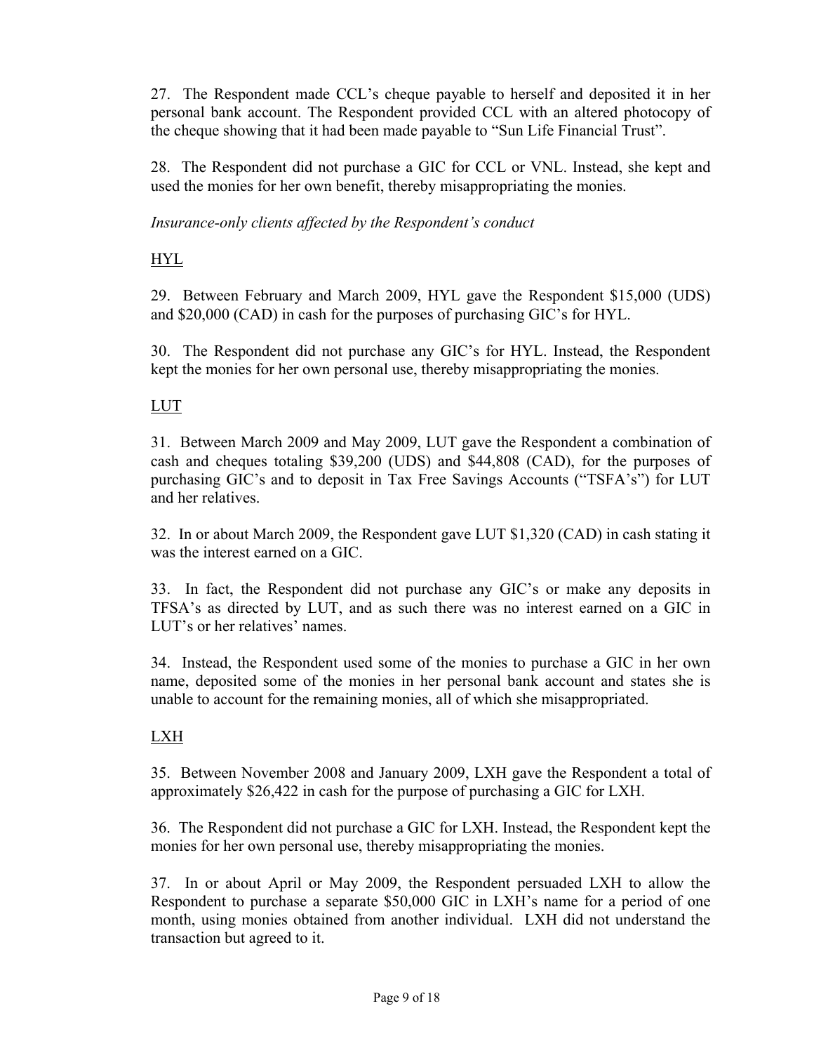27. The Respondent made CCL's cheque payable to herself and deposited it in her personal bank account. The Respondent provided CCL with an altered photocopy of the cheque showing that it had been made payable to "Sun Life Financial Trust".

28. The Respondent did not purchase a GIC for CCL or VNL. Instead, she kept and used the monies for her own benefit, thereby misappropriating the monies.

*Insurance-only clients affected by the Respondent's conduct*

<u>HYL</u>

29. Between February and March 2009, HYL gave the Respondent $15,000 (UDS) and $20,000 (CAD) in cash for the purposes of purchasing GIC's for HYL.

30. The Respondent did not purchase any GIC's for HYL. Instead, the Respondent kept the monies for her own personal use, thereby misappropriating the monies.

<u>LUT</u>

31. Between March 2009 and May 2009, LUT gave the Respondent a combination of cash and cheques totaling $39,200 (UDS) and $44,808 (CAD), for the purposes of purchasing GIC's and to deposit in Tax Free Savings Accounts ("TSFA's") for LUT and her relatives.

32. In or about March 2009, the Respondent gave LUT $1,320 (CAD) in cash stating it was the interest earned on a GIC.

33. In fact, the Respondent did not purchase any GIC's or make any deposits in TFSA's as directed by LUT, and as such there was no interest earned on a GIC in LUT's or her relatives' names.

34. Instead, the Respondent used some of the monies to purchase a GIC in her own name, deposited some of the monies in her personal bank account and states she is unable to account for the remaining monies, all of which she misappropriated.

<u>LXH</u>

35. Between November 2008 and January 2009, LXH gave the Respondent a total of approximately $26,422 in cash for the purpose of purchasing a GIC for LXH.

36. The Respondent did not purchase a GIC for LXH. Instead, the Respondent kept the monies for her own personal use, thereby misappropriating the monies.

37. In or about April or May 2009, the Respondent persuaded LXH to allow the Respondent to purchase a separate $50,000 GIC in LXH's name for a period of one month, using monies obtained from another individual. LXH did not understand the transaction but agreed to it.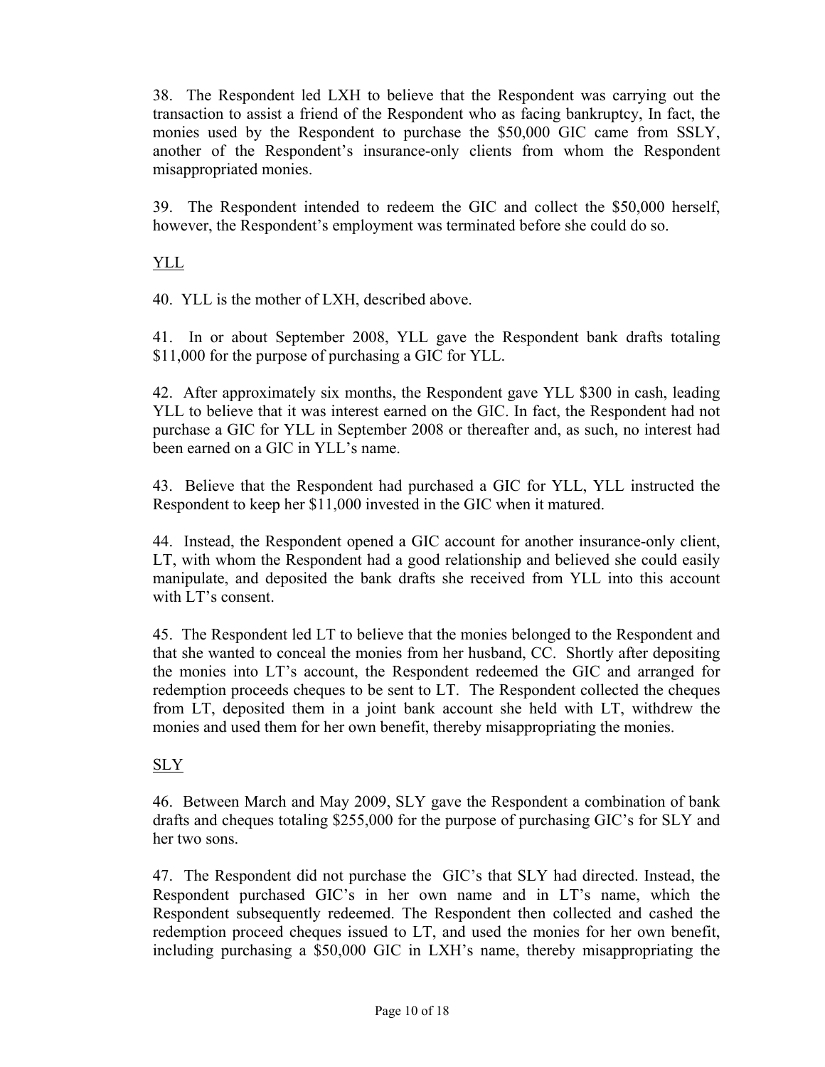38. The Respondent led LXH to believe that the Respondent was carrying out the transaction to assist a friend of the Respondent who as facing bankruptcy, In fact, the monies used by the Respondent to purchase the $50,000 GIC came from SSLY, another of the Respondent's insurance-only clients from whom the Respondent misappropriated monies.

39. The Respondent intended to redeem the GIC and collect the $50,000 herself, however, the Respondent's employment was terminated before she could do so.

<u>YLL</u>

40. YLL is the mother of LXH, described above.

41. In or about September 2008, YLL gave the Respondent bank drafts totaling $11,000 for the purpose of purchasing a GIC for YLL.

42. After approximately six months, the Respondent gave YLL $300 in cash, leading YLL to believe that it was interest earned on the GIC. In fact, the Respondent had not purchase a GIC for YLL in September 2008 or thereafter and, as such, no interest had been earned on a GIC in YLL's name.

43. Believe that the Respondent had purchased a GIC for YLL, YLL instructed the Respondent to keep her $11,000 invested in the GIC when it matured.

44. Instead, the Respondent opened a GIC account for another insurance-only client, LT, with whom the Respondent had a good relationship and believed she could easily manipulate, and deposited the bank drafts she received from YLL into this account with LT's consent.

45. The Respondent led LT to believe that the monies belonged to the Respondent and that she wanted to conceal the monies from her husband, CC. Shortly after depositing the monies into LT's account, the Respondent redeemed the GIC and arranged for redemption proceeds cheques to be sent to LT. The Respondent collected the cheques from LT, deposited them in a joint bank account she held with LT, withdrew the monies and used them for her own benefit, thereby misappropriating the monies.

<u>SLY</u>

46. Between March and May 2009, SLY gave the Respondent a combination of bank drafts and cheques totaling $255,000 for the purpose of purchasing GIC's for SLY and her two sons.

47. The Respondent did not purchase the GIC's that SLY had directed. Instead, the Respondent purchased GIC's in her own name and in LT's name, which the Respondent subsequently redeemed. The Respondent then collected and cashed the redemption proceed cheques issued to LT, and used the monies for her own benefit, including purchasing a $50,000 GIC in LXH's name, thereby misappropriating the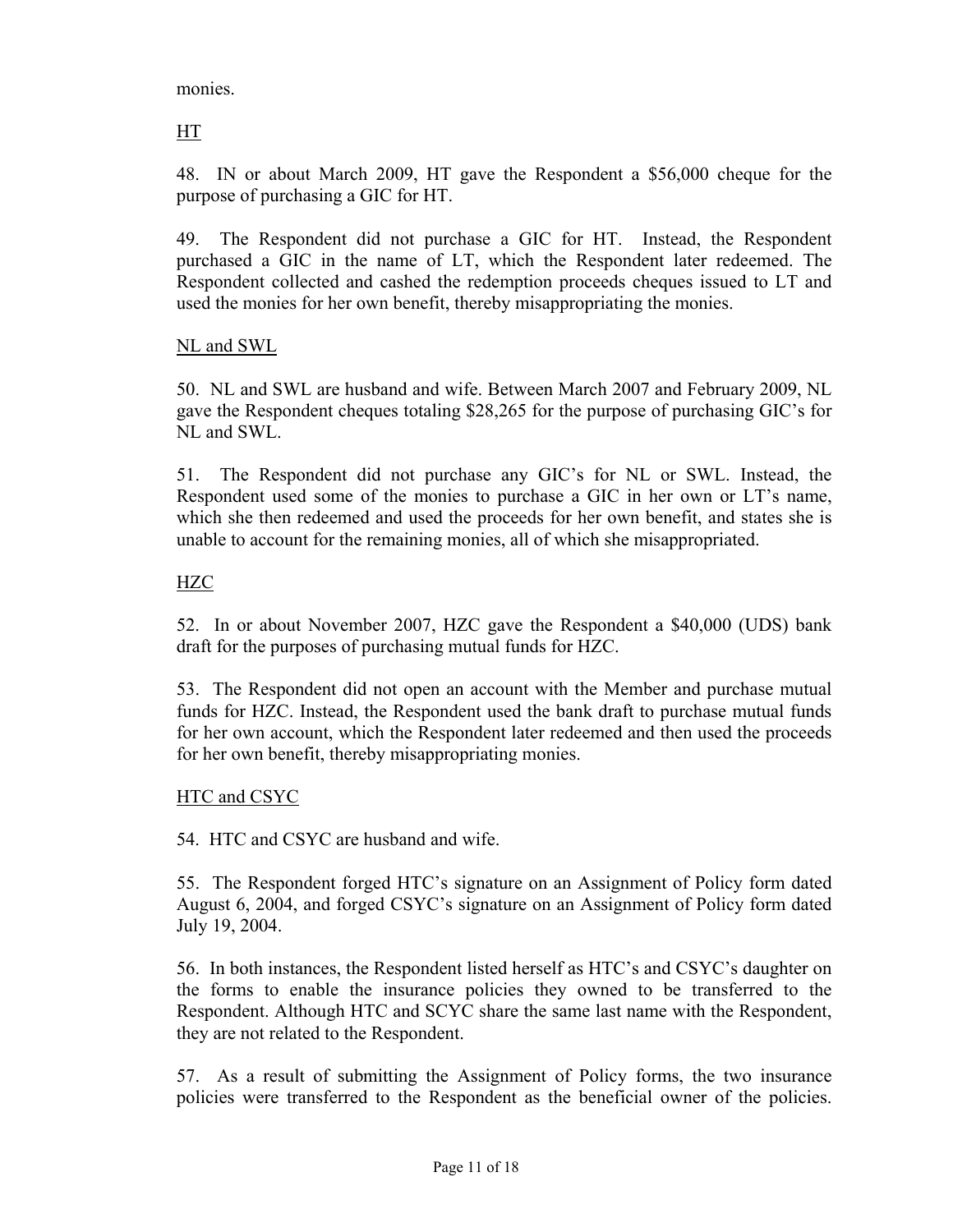monies.

<u>HT</u>

48. IN or about March 2009, HT gave the Respondent a $56,000 cheque for the purpose of purchasing a GIC for HT.

49. The Respondent did not purchase a GIC for HT. Instead, the Respondent purchased a GIC in the name of LT, which the Respondent later redeemed. The Respondent collected and cashed the redemption proceeds cheques issued to LT and used the monies for her own benefit, thereby misappropriating the monies.

<u>NL and SWL</u>

50. NL and SWL are husband and wife. Between March 2007 and February 2009, NL gave the Respondent cheques totaling $28,265 for the purpose of purchasing GIC's for NL and SWL.

51. The Respondent did not purchase any GIC's for NL or SWL. Instead, the Respondent used some of the monies to purchase a GIC in her own or LT's name, which she then redeemed and used the proceeds for her own benefit, and states she is unable to account for the remaining monies, all of which she misappropriated.

<u>HZC</u>

52. In or about November 2007, HZC gave the Respondent a $40,000 (UDS) bank draft for the purposes of purchasing mutual funds for HZC.

53. The Respondent did not open an account with the Member and purchase mutual funds for HZC. Instead, the Respondent used the bank draft to purchase mutual funds for her own account, which the Respondent later redeemed and then used the proceeds for her own benefit, thereby misappropriating monies.

<u>HTC and CSYC</u>

54. HTC and CSYC are husband and wife.

55. The Respondent forged HTC's signature on an Assignment of Policy form dated August 6, 2004, and forged CSYC's signature on an Assignment of Policy form dated July 19, 2004.

56. In both instances, the Respondent listed herself as HTC's and CSYC's daughter on the forms to enable the insurance policies they owned to be transferred to the Respondent. Although HTC and SCYC share the same last name with the Respondent, they are not related to the Respondent.

57. As a result of submitting the Assignment of Policy forms, the two insurance policies were transferred to the Respondent as the beneficial owner of the policies.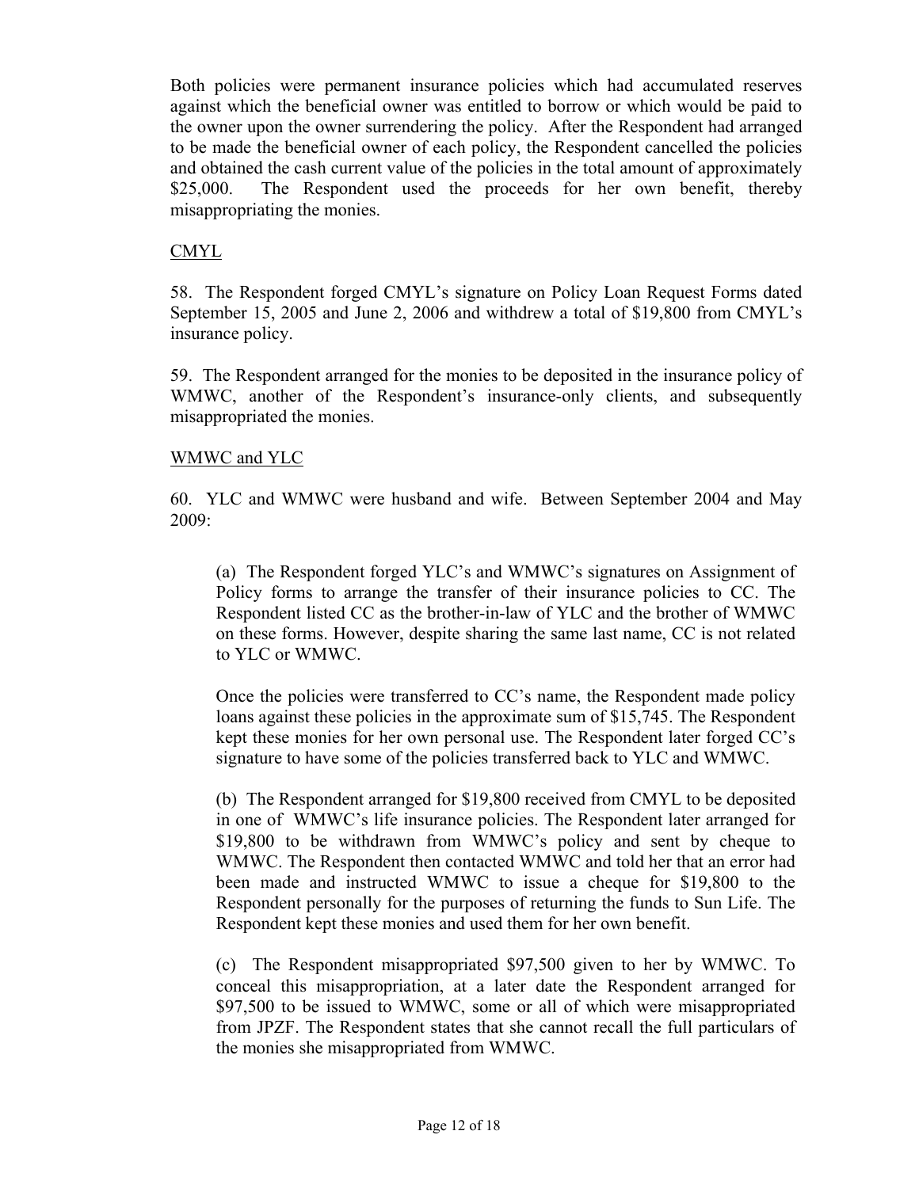Both policies were permanent insurance policies which had accumulated reserves against which the beneficial owner was entitled to borrow or which would be paid to the owner upon the owner surrendering the policy. After the Respondent had arranged to be made the beneficial owner of each policy, the Respondent cancelled the policies and obtained the cash current value of the policies in the total amount of approximately $25,000. The Respondent used the proceeds for her own benefit, thereby misappropriating the monies.

<u>CMYL</u>

58. The Respondent forged CMYL's signature on Policy Loan Request Forms dated September 15, 2005 and June 2, 2006 and withdrew a total of $19,800 from CMYL's insurance policy.

59. The Respondent arranged for the monies to be deposited in the insurance policy of WMWC, another of the Respondent's insurance-only clients, and subsequently misappropriated the monies.

<u>WMWC and YLC</u>

60. YLC and WMWC were husband and wife. Between September 2004 and May 2009:

> (a) The Respondent forged YLC's and WMWC's signatures on Assignment of Policy forms to arrange the transfer of their insurance policies to CC. The Respondent listed CC as the brother-in-law of YLC and the brother of WMWC on these forms. However, despite sharing the same last name, CC is not related to YLC or WMWC.
>
> Once the policies were transferred to CC's name, the Respondent made policy loans against these policies in the approximate sum of $15,745. The Respondent kept these monies for her own personal use. The Respondent later forged CC's signature to have some of the policies transferred back to YLC and WMWC.
>
> (b) The Respondent arranged for $19,800 received from CMYL to be deposited in one of WMWC's life insurance policies. The Respondent later arranged for $19,800 to be withdrawn from WMWC's policy and sent by cheque to WMWC. The Respondent then contacted WMWC and told her that an error had been made and instructed WMWC to issue a cheque for $19,800 to the Respondent personally for the purposes of returning the funds to Sun Life. The Respondent kept these monies and used them for her own benefit.
>
> (c) The Respondent misappropriated $97,500 given to her by WMWC. To conceal this misappropriation, at a later date the Respondent arranged for $97,500 to be issued to WMWC, some or all of which were misappropriated from JPZF. The Respondent states that she cannot recall the full particulars of the monies she misappropriated from WMWC.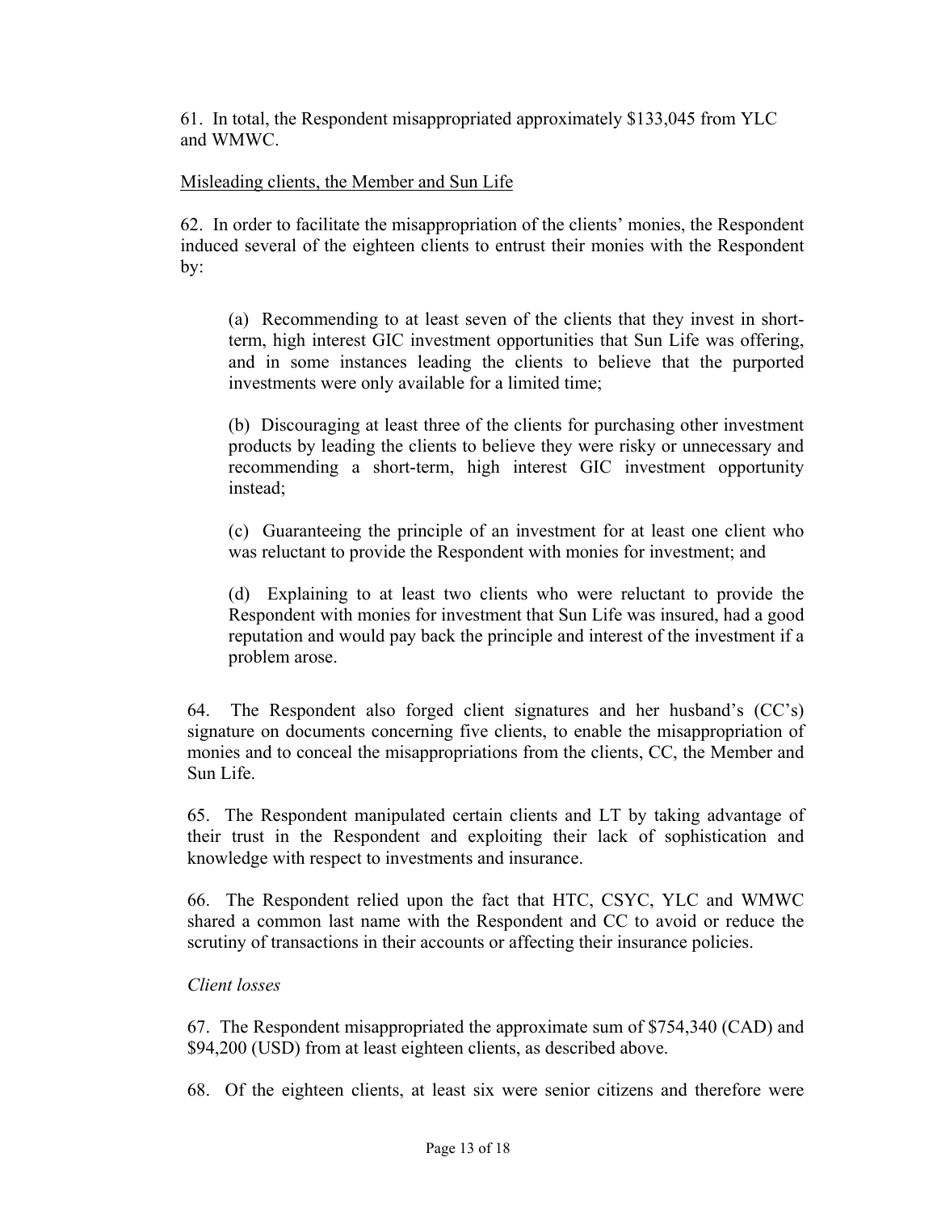61. In total, the Respondent misappropriated approximately $133,045 from YLC and WMWC.

<u>Misleading clients, the Member and Sun Life</u>

62. In order to facilitate the misappropriation of the clients' monies, the Respondent induced several of the eighteen clients to entrust their monies with the Respondent by:

> (a) Recommending to at least seven of the clients that they invest in short-term, high interest GIC investment opportunities that Sun Life was offering, and in some instances leading the clients to believe that the purported investments were only available for a limited time;
>
> (b) Discouraging at least three of the clients for purchasing other investment products by leading the clients to believe they were risky or unnecessary and recommending a short-term, high interest GIC investment opportunity instead;
>
> (c) Guaranteeing the principle of an investment for at least one client who was reluctant to provide the Respondent with monies for investment; and
>
> (d) Explaining to at least two clients who were reluctant to provide the Respondent with monies for investment that Sun Life was insured, had a good reputation and would pay back the principle and interest of the investment if a problem arose.

64. The Respondent also forged client signatures and her husband's (CC's) signature on documents concerning five clients, to enable the misappropriation of monies and to conceal the misappropriations from the clients, CC, the Member and Sun Life.

65. The Respondent manipulated certain clients and LT by taking advantage of their trust in the Respondent and exploiting their lack of sophistication and knowledge with respect to investments and insurance.

66. The Respondent relied upon the fact that HTC, CSYC, YLC and WMWC shared a common last name with the Respondent and CC to avoid or reduce the scrutiny of transactions in their accounts or affecting their insurance policies.

*Client losses*

67. The Respondent misappropriated the approximate sum of $754,340 (CAD) and $94,200 (USD) from at least eighteen clients, as described above.

68. Of the eighteen clients, at least six were senior citizens and therefore were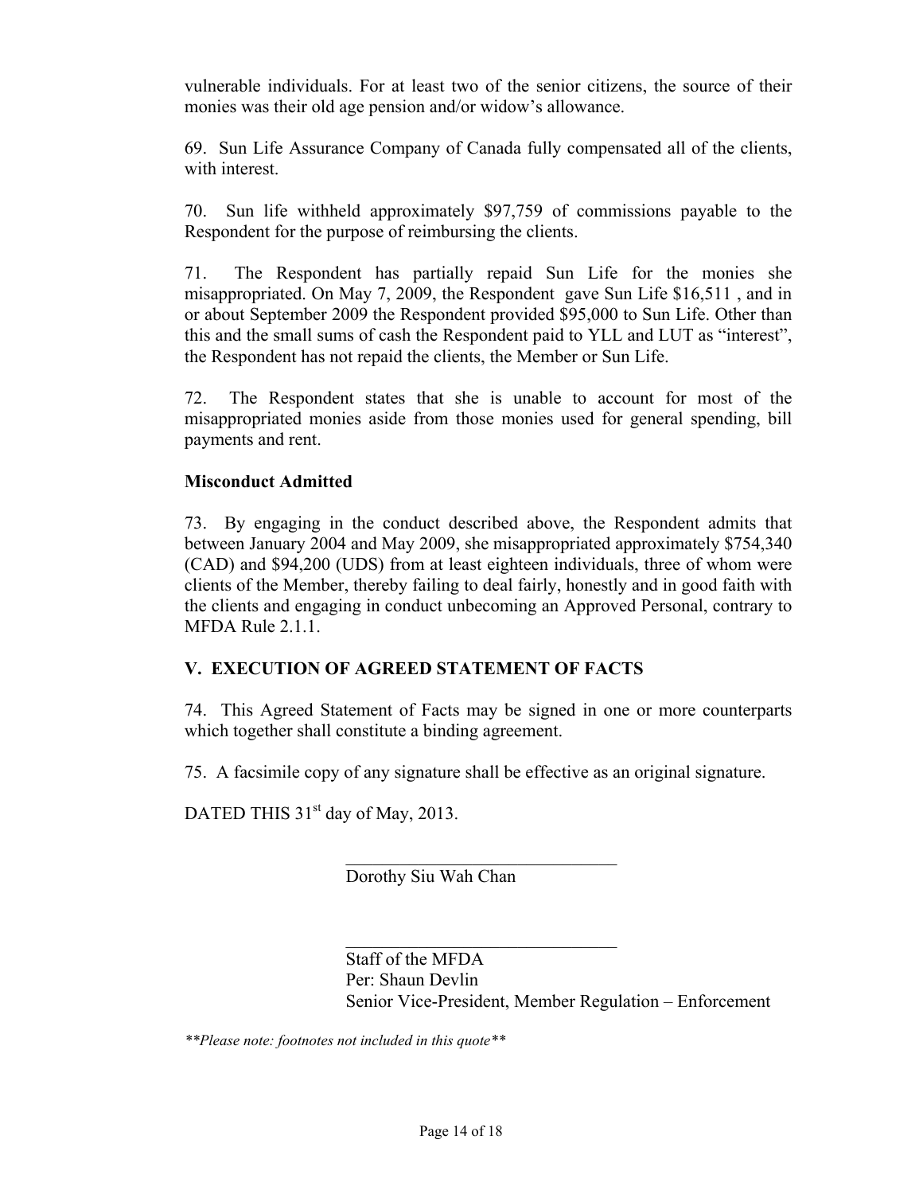vulnerable individuals. For at least two of the senior citizens, the source of their monies was their old age pension and/or widow's allowance.

69. Sun Life Assurance Company of Canada fully compensated all of the clients, with interest.

70. Sun life withheld approximately $97,759 of commissions payable to the Respondent for the purpose of reimbursing the clients.

71. The Respondent has partially repaid Sun Life for the monies she misappropriated. On May 7, 2009, the Respondent gave Sun Life $16,511 , and in or about September 2009 the Respondent provided $95,000 to Sun Life. Other than this and the small sums of cash the Respondent paid to YLL and LUT as "interest", the Respondent has not repaid the clients, the Member or Sun Life.

72. The Respondent states that she is unable to account for most of the misappropriated monies aside from those monies used for general spending, bill payments and rent.

**Misconduct Admitted**

73. By engaging in the conduct described above, the Respondent admits that between January 2004 and May 2009, she misappropriated approximately $754,340 (CAD) and $94,200 (UDS) from at least eighteen individuals, three of whom were clients of the Member, thereby failing to deal fairly, honestly and in good faith with the clients and engaging in conduct unbecoming an Approved Personal, contrary to MFDA Rule 2.1.1.

## V. EXECUTION OF AGREED STATEMENT OF FACTS

74. This Agreed Statement of Facts may be signed in one or more counterparts which together shall constitute a binding agreement.

75. A facsimile copy of any signature shall be effective as an original signature.

DATED THIS 31st day of May, 2013.

\_\_\_\_\_\_\_\_\_\_\_\_\_\_\_\_\_\_\_\_\_\_\_\_\_\_\_\_\_\_\_\_
Dorothy Siu Wah Chan

\_\_\_\_\_\_\_\_\_\_\_\_\_\_\_\_\_\_\_\_\_\_\_\_\_\_\_\_\_\_\_\_
Staff of the MFDA
Per: Shaun Devlin
Senior Vice-President, Member Regulation – Enforcement

*\*\*Please note: footnotes not included in this quote\*\**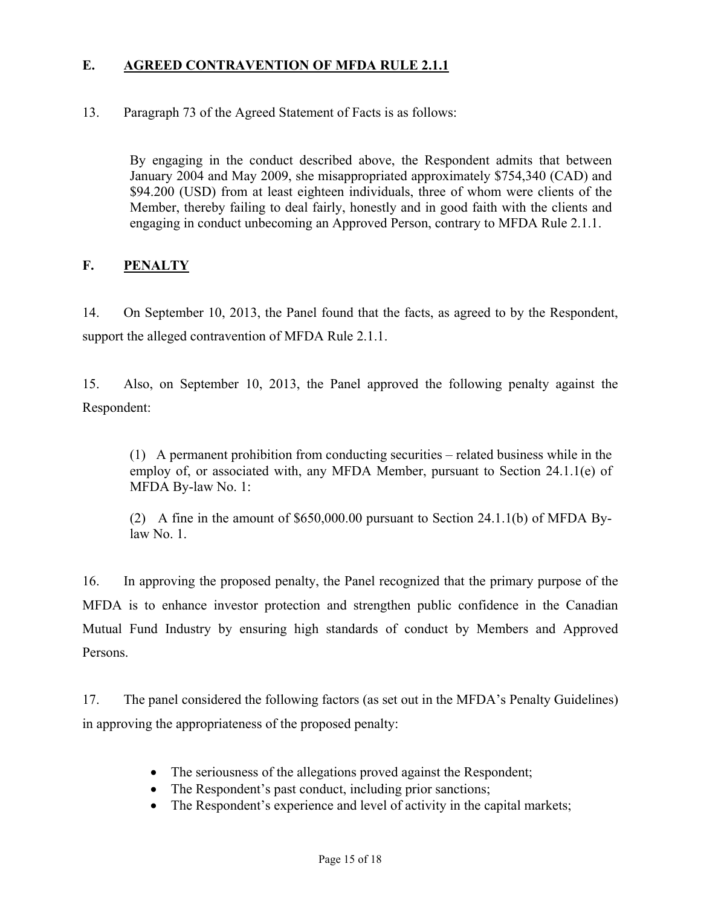## E. AGREED CONTRAVENTION OF MFDA RULE 2.1.1

13. Paragraph 73 of the Agreed Statement of Facts is as follows:

> By engaging in the conduct described above, the Respondent admits that between January 2004 and May 2009, she misappropriated approximately $754,340 (CAD) and $94.200 (USD) from at least eighteen individuals, three of whom were clients of the Member, thereby failing to deal fairly, honestly and in good faith with the clients and engaging in conduct unbecoming an Approved Person, contrary to MFDA Rule 2.1.1.

## F. PENALTY

14. On September 10, 2013, the Panel found that the facts, as agreed to by the Respondent, support the alleged contravention of MFDA Rule 2.1.1.

15. Also, on September 10, 2013, the Panel approved the following penalty against the Respondent:

> (1) A permanent prohibition from conducting securities – related business while in the employ of, or associated with, any MFDA Member, pursuant to Section 24.1.1(e) of MFDA By-law No. 1:
>
> (2) A fine in the amount of $650,000.00 pursuant to Section 24.1.1(b) of MFDA By-law No. 1.

16. In approving the proposed penalty, the Panel recognized that the primary purpose of the MFDA is to enhance investor protection and strengthen public confidence in the Canadian Mutual Fund Industry by ensuring high standards of conduct by Members and Approved Persons.

17. The panel considered the following factors (as set out in the MFDA's Penalty Guidelines) in approving the appropriateness of the proposed penalty:

- The seriousness of the allegations proved against the Respondent;
- The Respondent's past conduct, including prior sanctions;
- The Respondent's experience and level of activity in the capital markets;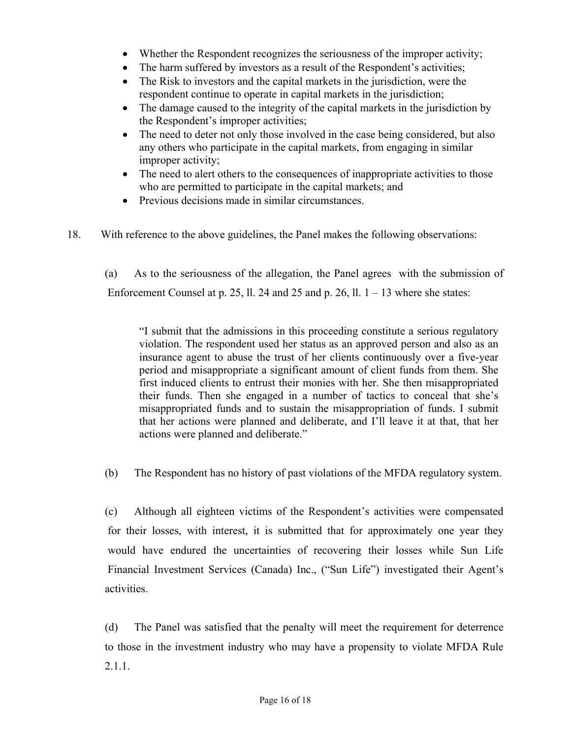- Whether the Respondent recognizes the seriousness of the improper activity;
- The harm suffered by investors as a result of the Respondent's activities;
- The Risk to investors and the capital markets in the jurisdiction, were the respondent continue to operate in capital markets in the jurisdiction;
- The damage caused to the integrity of the capital markets in the jurisdiction by the Respondent's improper activities;
- The need to deter not only those involved in the case being considered, but also any others who participate in the capital markets, from engaging in similar improper activity;
- The need to alert others to the consequences of inappropriate activities to those who are permitted to participate in the capital markets; and
- Previous decisions made in similar circumstances.

18. With reference to the above guidelines, the Panel makes the following observations:

(a) As to the seriousness of the allegation, the Panel agrees with the submission of Enforcement Counsel at p. 25, ll. 24 and 25 and p. 26, ll. 1 – 13 where she states:

> "I submit that the admissions in this proceeding constitute a serious regulatory violation. The respondent used her status as an approved person and also as an insurance agent to abuse the trust of her clients continuously over a five-year period and misappropriate a significant amount of client funds from them. She first induced clients to entrust their monies with her. She then misappropriated their funds. Then she engaged in a number of tactics to conceal that she's misappropriated funds and to sustain the misappropriation of funds. I submit that her actions were planned and deliberate, and I'll leave it at that, that her actions were planned and deliberate."

(b) The Respondent has no history of past violations of the MFDA regulatory system.

(c) Although all eighteen victims of the Respondent's activities were compensated for their losses, with interest, it is submitted that for approximately one year they would have endured the uncertainties of recovering their losses while Sun Life Financial Investment Services (Canada) Inc., ("Sun Life") investigated their Agent's activities.

(d) The Panel was satisfied that the penalty will meet the requirement for deterrence to those in the investment industry who may have a propensity to violate MFDA Rule 2.1.1.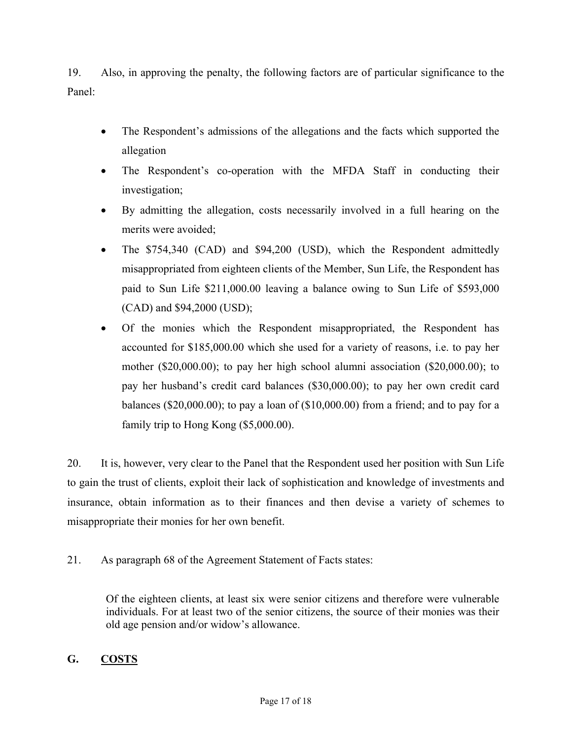19. Also, in approving the penalty, the following factors are of particular significance to the Panel:

- The Respondent's admissions of the allegations and the facts which supported the allegation
- The Respondent's co-operation with the MFDA Staff in conducting their investigation;
- By admitting the allegation, costs necessarily involved in a full hearing on the merits were avoided;
- The $754,340 (CAD) and $94,200 (USD), which the Respondent admittedly misappropriated from eighteen clients of the Member, Sun Life, the Respondent has paid to Sun Life $211,000.00 leaving a balance owing to Sun Life of $593,000 (CAD) and $94,2000 (USD);
- Of the monies which the Respondent misappropriated, the Respondent has accounted for $185,000.00 which she used for a variety of reasons, i.e. to pay her mother ($20,000.00); to pay her high school alumni association ($20,000.00); to pay her husband's credit card balances ($30,000.00); to pay her own credit card balances ($20,000.00); to pay a loan of ($10,000.00) from a friend; and to pay for a family trip to Hong Kong ($5,000.00).

20. It is, however, very clear to the Panel that the Respondent used her position with Sun Life to gain the trust of clients, exploit their lack of sophistication and knowledge of investments and insurance, obtain information as to their finances and then devise a variety of schemes to misappropriate their monies for her own benefit.

21. As paragraph 68 of the Agreement Statement of Facts states:

> Of the eighteen clients, at least six were senior citizens and therefore were vulnerable individuals. For at least two of the senior citizens, the source of their monies was their old age pension and/or widow's allowance.

## G. COSTS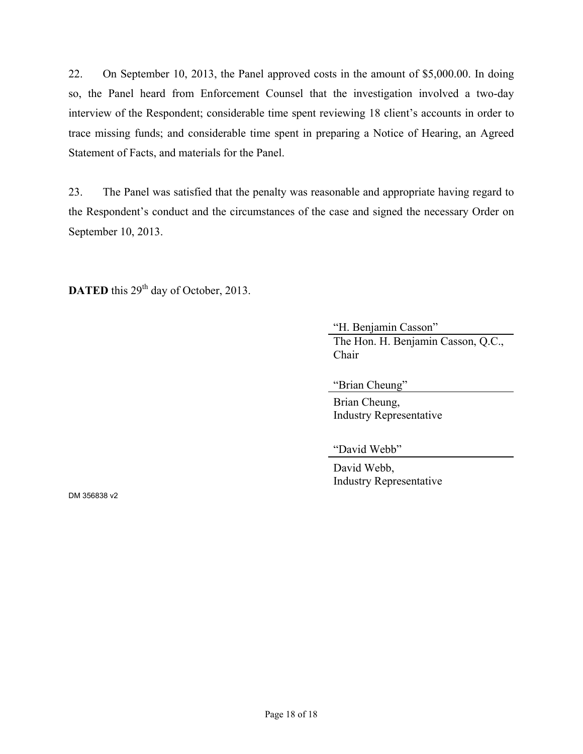22. On September 10, 2013, the Panel approved costs in the amount of $5,000.00. In doing so, the Panel heard from Enforcement Counsel that the investigation involved a two-day interview of the Respondent; considerable time spent reviewing 18 client's accounts in order to trace missing funds; and considerable time spent in preparing a Notice of Hearing, an Agreed Statement of Facts, and materials for the Panel.

23. The Panel was satisfied that the penalty was reasonable and appropriate having regard to the Respondent's conduct and the circumstances of the case and signed the necessary Order on September 10, 2013.

**DATED** this 29th day of October, 2013.

"H. Benjamin Casson"
The Hon. H. Benjamin Casson, Q.C., Chair

"Brian Cheung"
Brian Cheung,
Industry Representative

"David Webb"
David Webb,
Industry Representative

DM 356838 v2